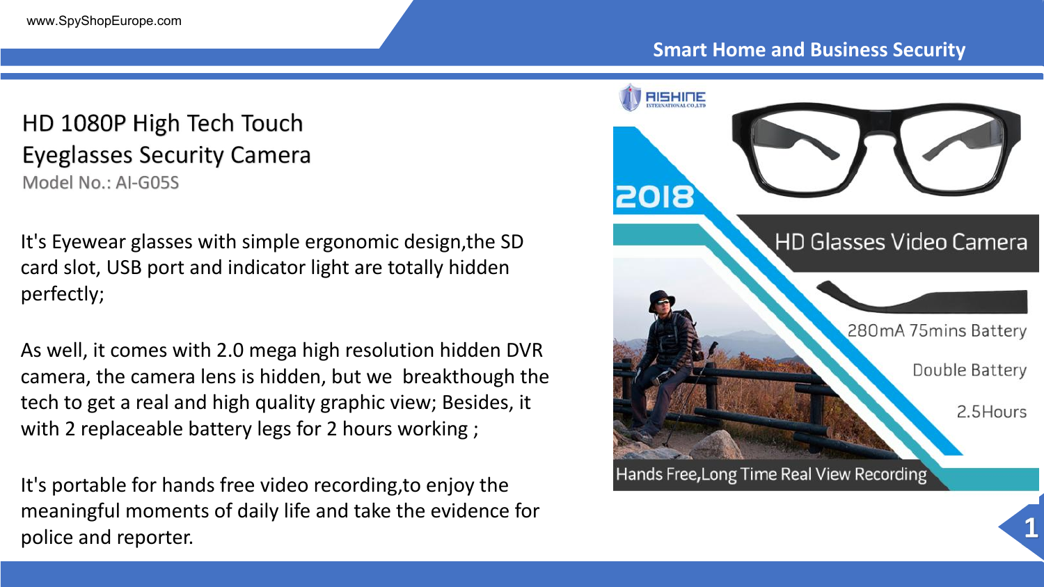# HD 1080P High Tech Touch Eyeglasses Security Camera

Model No.: AI-G05S

It's Eyewear glasses with simple ergonomic design,the SD card slot, USB port and indicator light are totally hidden perfectly;

As well, it comes with 2.0 mega high resolution hidden DVR camera, the camera lens is hidden, but we breakthough the tech to get a real and high quality graphic view; Besides, it with 2 replaceable battery legs for 2 hours working ;

It's portable for hands free video recording,to enjoy the meaningful moments of daily life and take the evidence for police and reporter.

AISHINE INTERNATIONAL CO.,LTD

2018

HD Glasses Video Camera

280mA 75mins Battery

Double Battery

2.5Hours

Hands Free,Long Time Real View Recording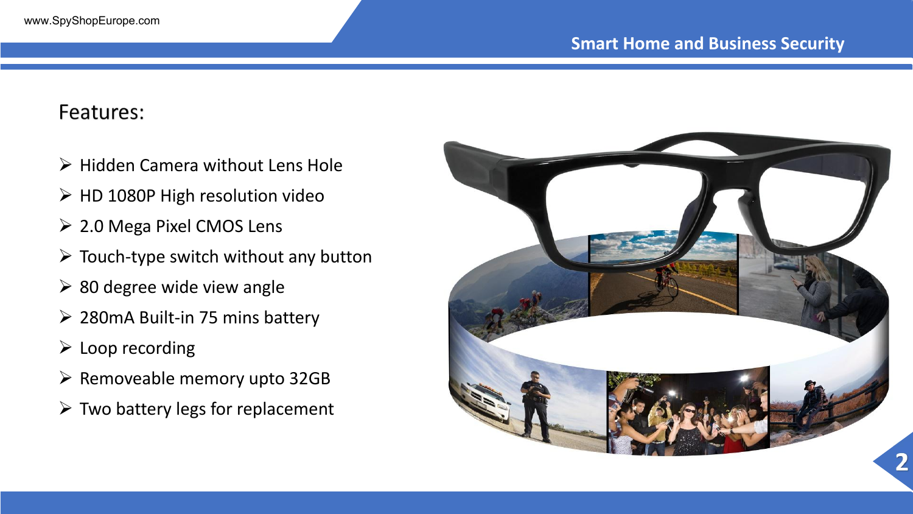## Features:

- Hidden Camera without Lens Hole
- HD 1080P High resolution video
- 2.0 Mega Pixel CMOS Lens
- Touch-type switch without any button
- 80 degree wide view angle
- 280mA Built-in 75 mins battery
- Loop recording
- Removeable memory upto 32GB
- Two battery legs for replacement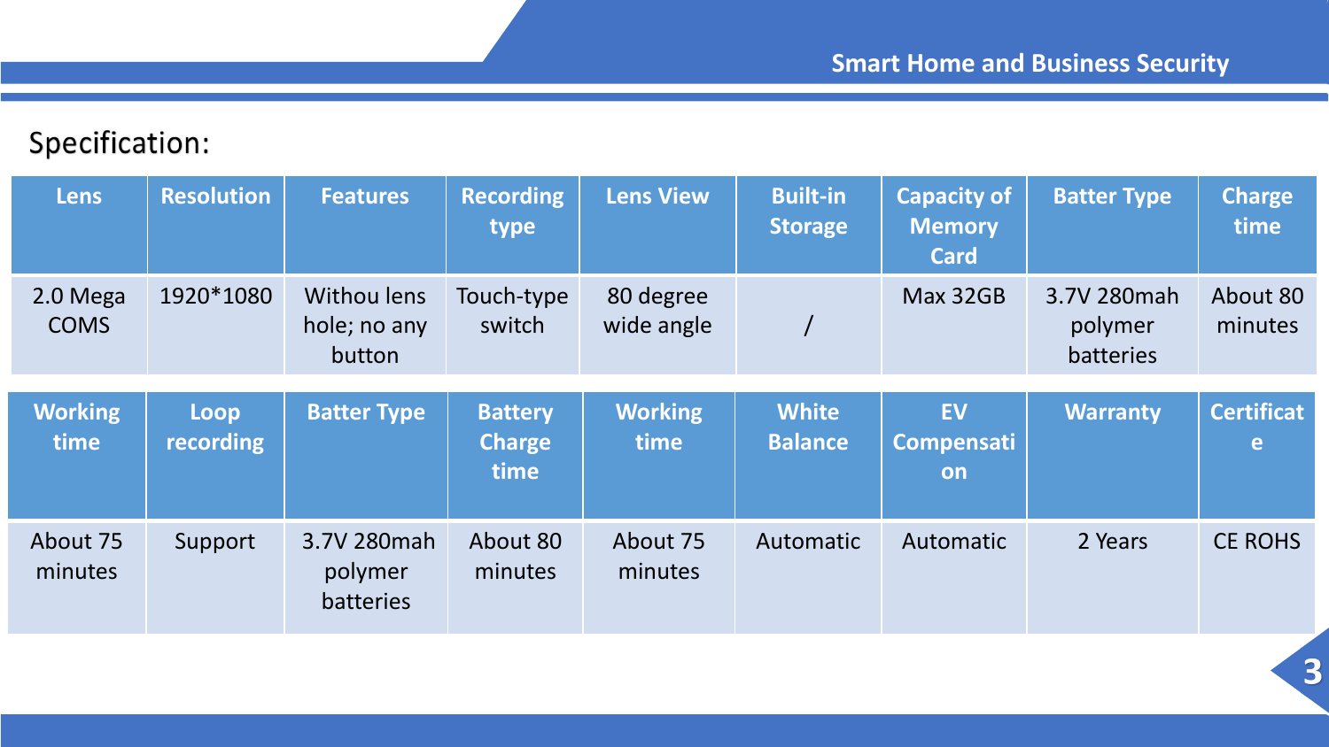## Specification:

| Lens | Resolution | Features | Recording type | Lens View | Built-in Storage | Capacity of Memory Card | Batter Type | Charge time |
|---|---|---|---|---|---|---|---|---|
| 2.0 Mega COMS | 1920*1080 | Withou lens hole; no any button | Touch-type switch | 80 degree wide angle | / | Max 32GB | 3.7V 280mah polymer batteries | About 80 minutes |

| Working time | Loop recording | Batter Type | Battery Charge time | Working time | White Balance | EV Compensation | Warranty | Certificate |
|---|---|---|---|---|---|---|---|---|
| About 75 minutes | Support | 3.7V 280mah polymer batteries | About 80 minutes | About 75 minutes | Automatic | Automatic | 2 Years | CE ROHS |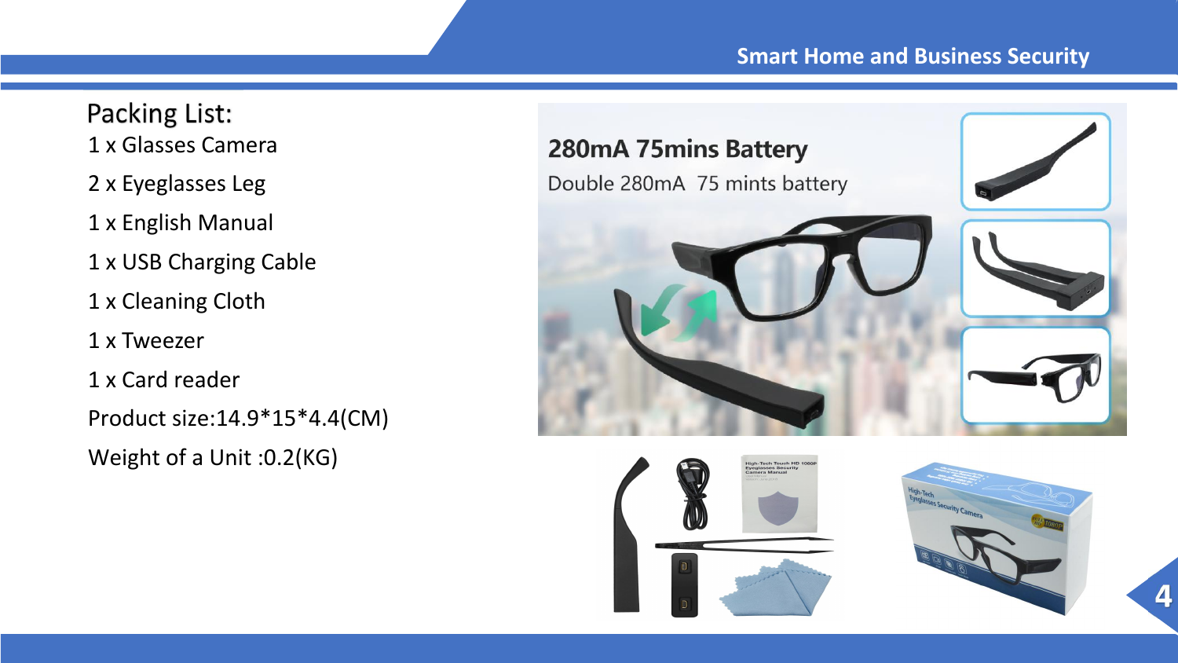## Packing List:

1 x Glasses Camera

2 x Eyeglasses Leg

1 x English Manual

1 x USB Charging Cable

1 x Cleaning Cloth

1 x Tweezer

1 x Card reader

Product size:14.9*15*4.4(CM)

Weight of a Unit :0.2(KG)

280mA 75mins Battery

Double 280mA 75 mints battery